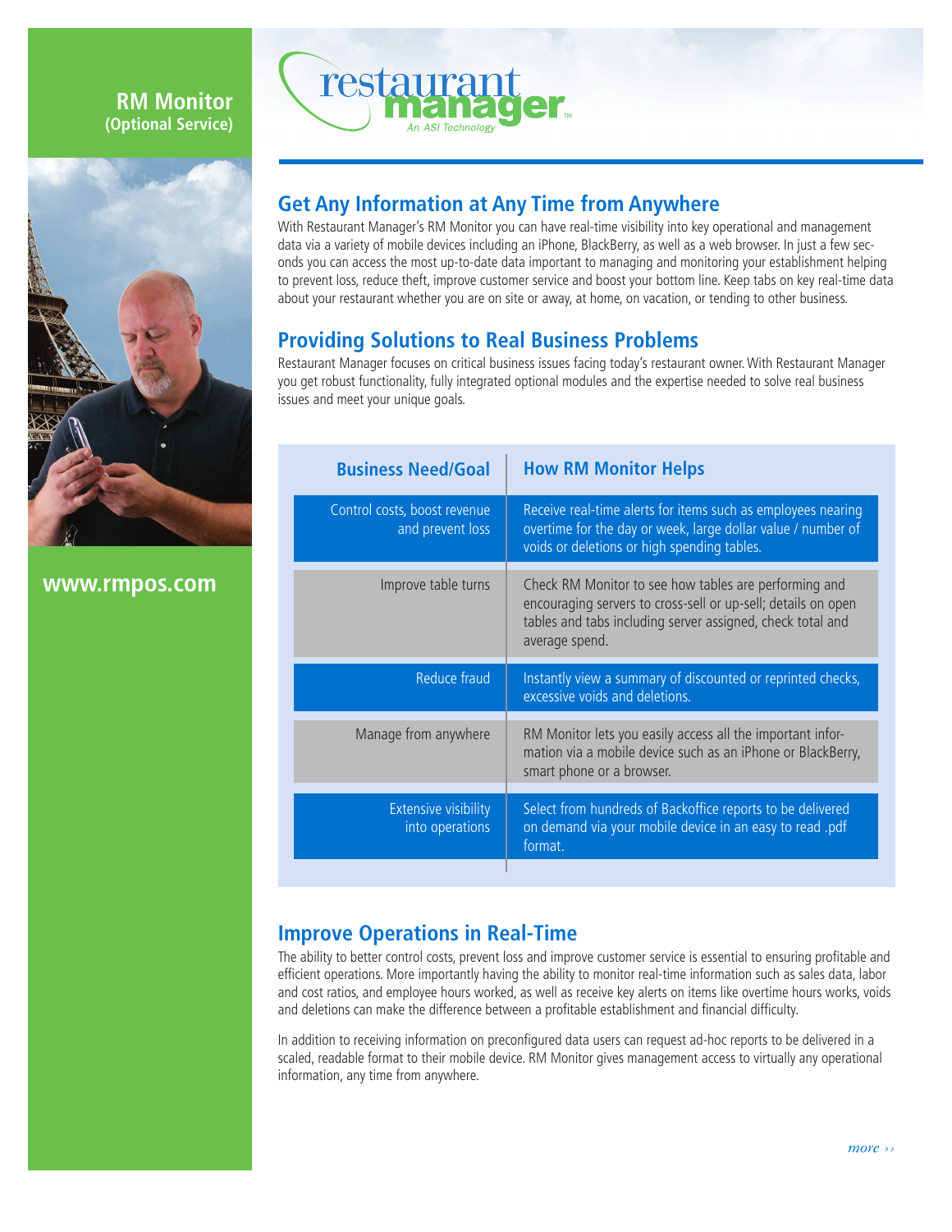**RM Monitor**
**(Optional Service)**

restaurant manager
*An ASI Technology*

## Get Any Information at Any Time from Anywhere

With Restaurant Manager's RM Monitor you can have real-time visibility into key operational and management data via a variety of mobile devices including an iPhone, BlackBerry, as well as a web browser. In just a few seconds you can access the most up-to-date data important to managing and monitoring your establishment helping to prevent loss, reduce theft, improve customer service and boost your bottom line. Keep tabs on key real-time data about your restaurant whether you are on site or away, at home, on vacation, or tending to other business.

## Providing Solutions to Real Business Problems

Restaurant Manager focuses on critical business issues facing today's restaurant owner. With Restaurant Manager you get robust functionality, fully integrated optional modules and the expertise needed to solve real business issues and meet your unique goals.

| Business Need/Goal | How RM Monitor Helps |
|---|---|
| Control costs, boost revenue and prevent loss | Receive real-time alerts for items such as employees nearing overtime for the day or week, large dollar value / number of voids or deletions or high spending tables. |
| Improve table turns | Check RM Monitor to see how tables are performing and encouraging servers to cross-sell or up-sell; details on open tables and tabs including server assigned, check total and average spend. |
| Reduce fraud | Instantly view a summary of discounted or reprinted checks, excessive voids and deletions. |
| Manage from anywhere | RM Monitor lets you easily access all the important information via a mobile device such as an iPhone or BlackBerry, smart phone or a browser. |
| Extensive visibility into operations | Select from hundreds of Backoffice reports to be delivered on demand via your mobile device in an easy to read .pdf format. |

## Improve Operations in Real-Time

The ability to better control costs, prevent loss and improve customer service is essential to ensuring profitable and efficient operations. More importantly having the ability to monitor real-time information such as sales data, labor and cost ratios, and employee hours worked, as well as receive key alerts on items like overtime hours works, voids and deletions can make the difference between a profitable establishment and financial difficulty.

In addition to receiving information on preconfigured data users can request ad-hoc reports to be delivered in a scaled, readable format to their mobile device. RM Monitor gives management access to virtually any operational information, any time from anywhere.

**www.rmpos.com**

*more ››*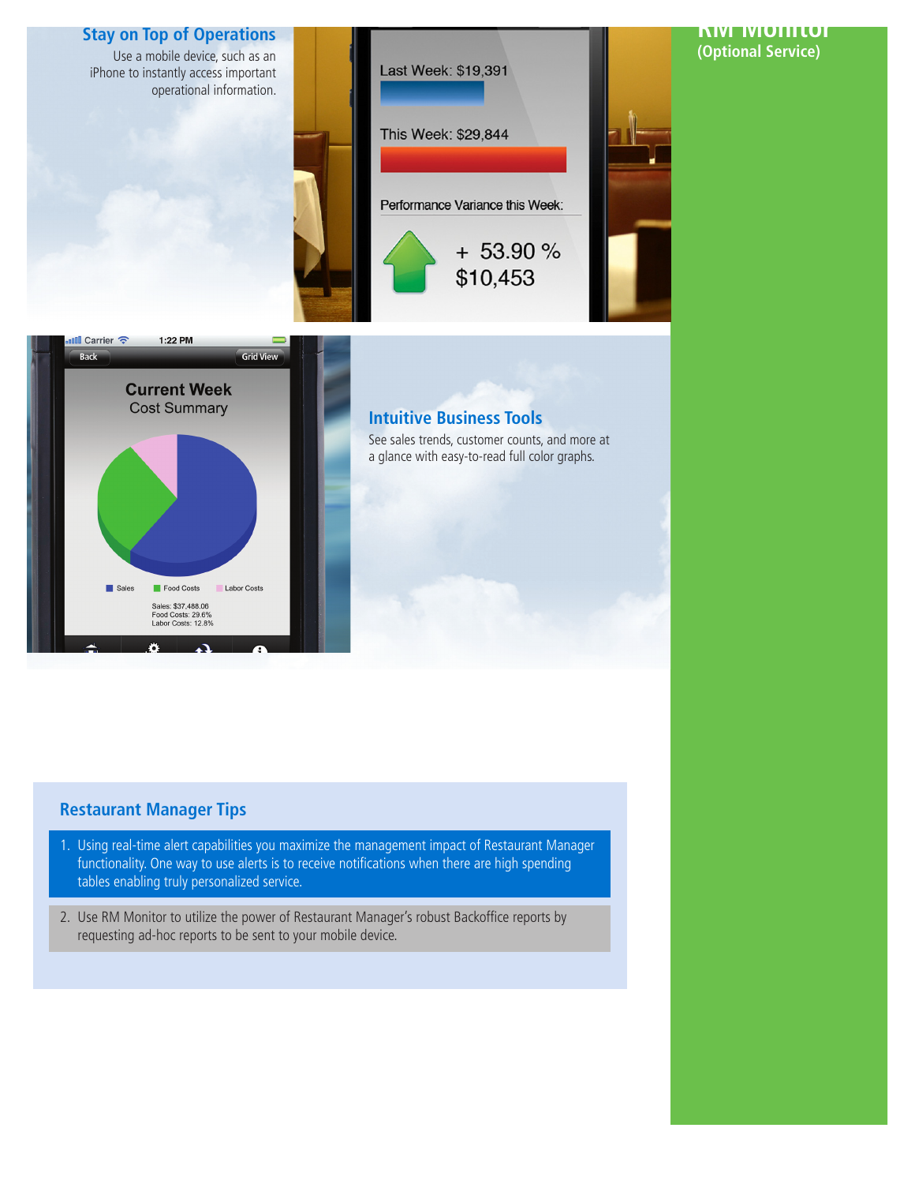## RM Monitor
**(Optional Service)**

### Stay on Top of Operations

Use a mobile device, such as an iPhone to instantly access important operational information.

Last Week: $19,391

This Week: $29,844

Performance Variance this Week:

+ 53.90 %
$10,453

Carrier 1:22 PM

Back

Grid View

Current Week
Cost Summary

Sales
Food Costs
Labor Costs

Sales: $37,488.06
Food Costs: 29.6%
Labor Costs: 12.8%

### Intuitive Business Tools

See sales trends, customer counts, and more at a glance with easy-to-read full color graphs.

### Restaurant Manager Tips

1. Using real-time alert capabilities you maximize the management impact of Restaurant Manager functionality. One way to use alerts is to receive notifications when there are high spending tables enabling truly personalized service.
2. Use RM Monitor to utilize the power of Restaurant Manager's robust Backoffice reports by requesting ad-hoc reports to be sent to your mobile device.